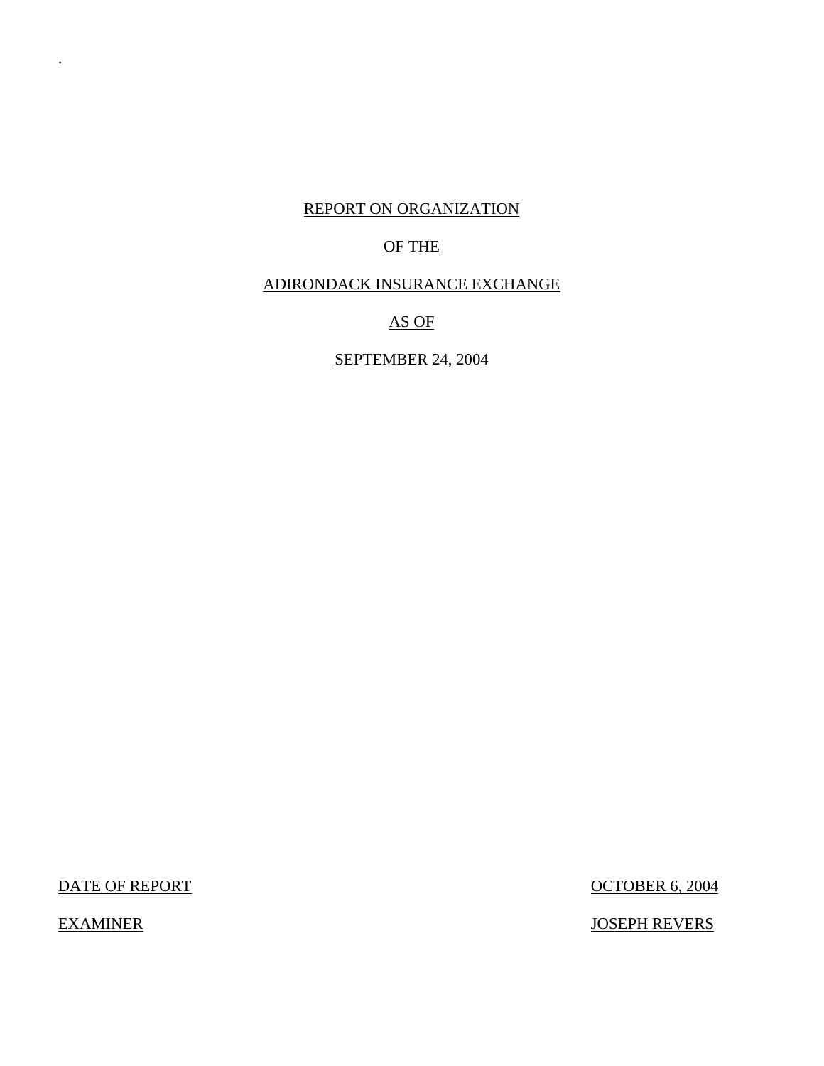.

# REPORT ON ORGANIZATION

# OF THE

# ADIRONDACK INSURANCE EXCHANGE

# AS OF

# SEPTEMBER 24, 2004

| DATE OF REPORT | OCTOBER 6, 2004 |
|---|---|
| EXAMINER | JOSEPH REVERS |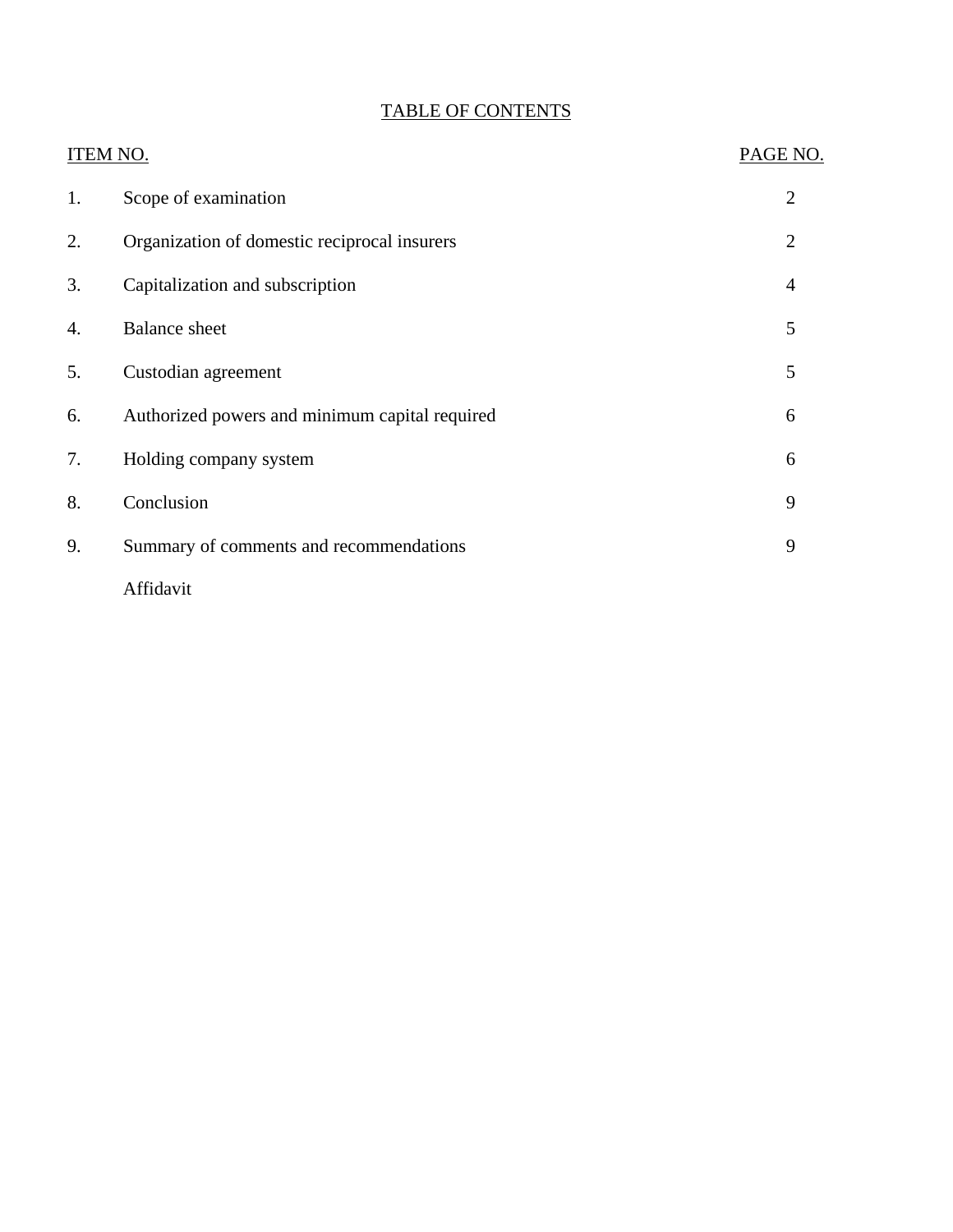# TABLE OF CONTENTS

| ITEM NO. | | PAGE NO. |
|---|---|---|
| 1. | Scope of examination | 2 |
| 2. | Organization of domestic reciprocal insurers | 2 |
| 3. | Capitalization and subscription | 4 |
| 4. | Balance sheet | 5 |
| 5. | Custodian agreement | 5 |
| 6. | Authorized powers and minimum capital required | 6 |
| 7. | Holding company system | 6 |
| 8. | Conclusion | 9 |
| 9. | Summary of comments and recommendations | 9 |
| | Affidavit | |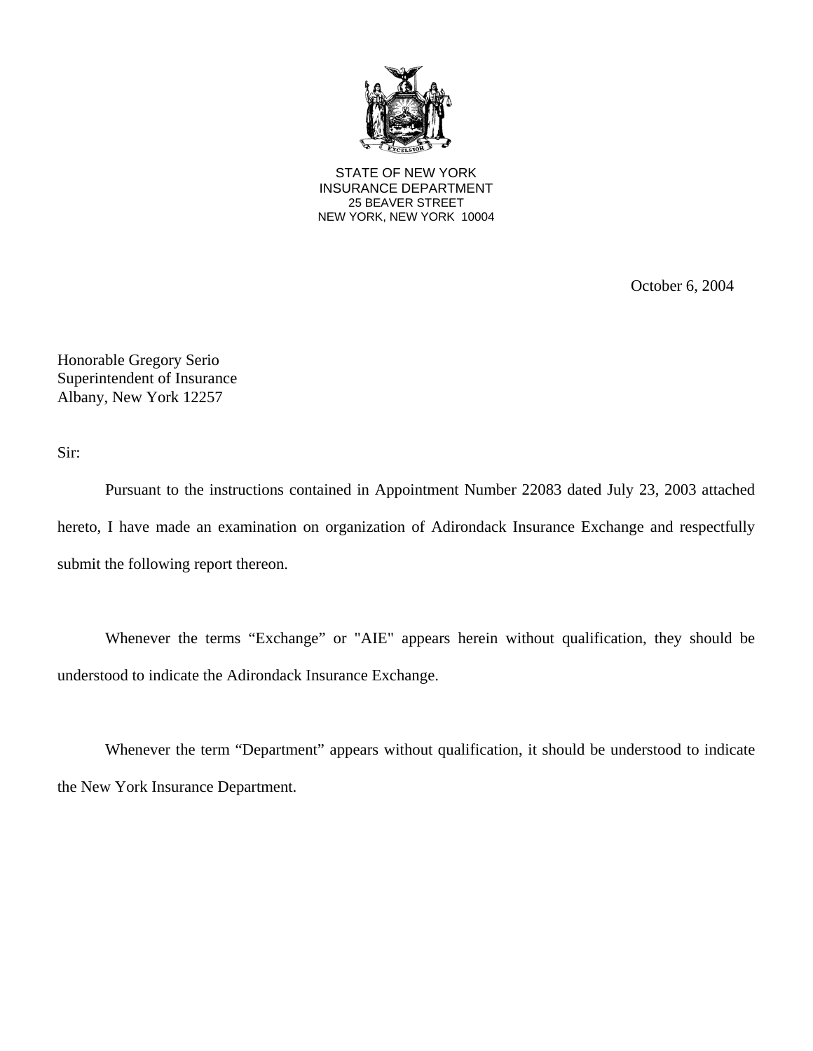STATE OF NEW YORK
INSURANCE DEPARTMENT
25 BEAVER STREET
NEW YORK, NEW YORK 10004

October 6, 2004

Honorable Gregory Serio
Superintendent of Insurance
Albany, New York 12257

Sir:

Pursuant to the instructions contained in Appointment Number 22083 dated July 23, 2003 attached hereto, I have made an examination on organization of Adirondack Insurance Exchange and respectfully submit the following report thereon.

Whenever the terms "Exchange" or "AIE" appears herein without qualification, they should be understood to indicate the Adirondack Insurance Exchange.

Whenever the term "Department" appears without qualification, it should be understood to indicate the New York Insurance Department.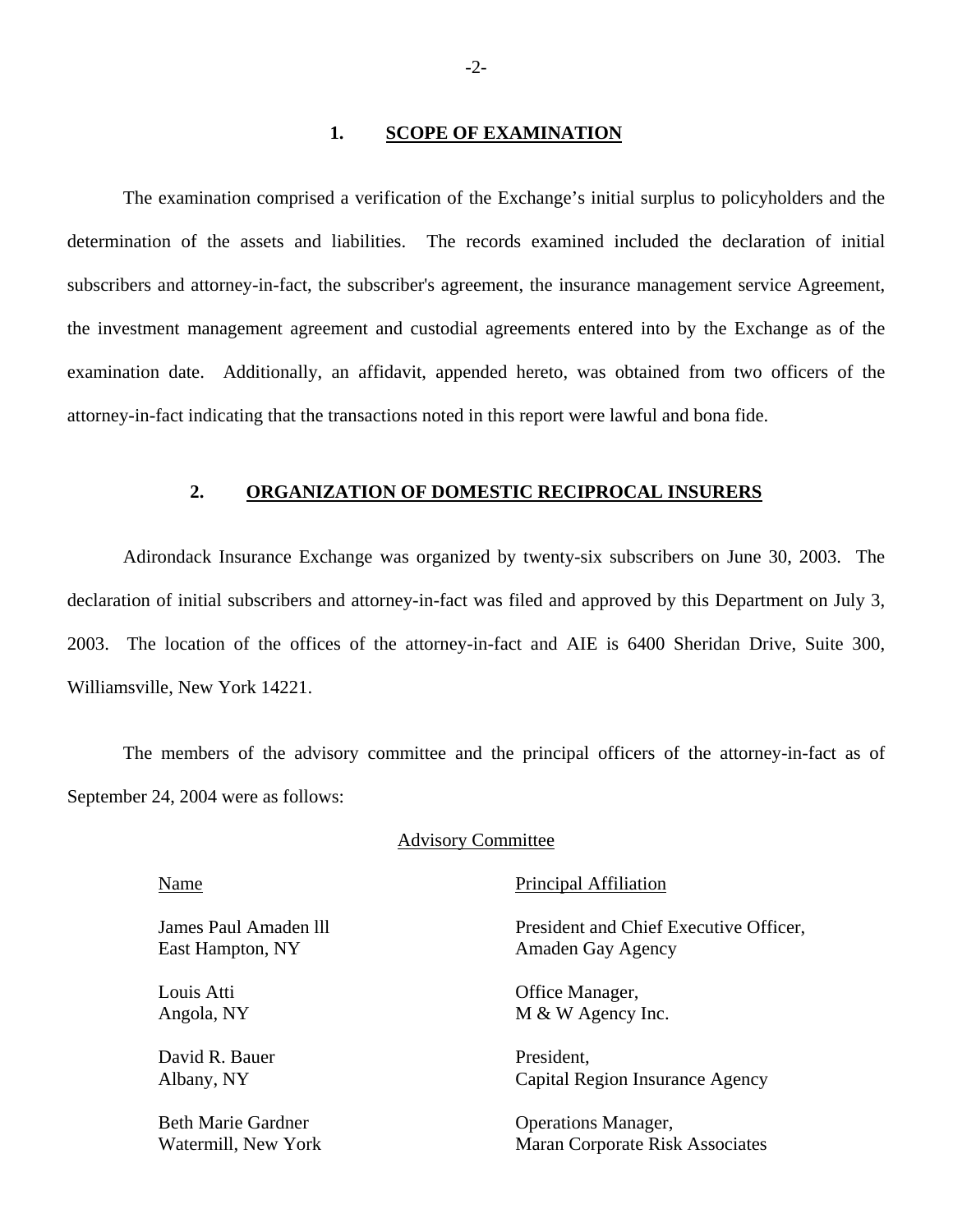## 1. SCOPE OF EXAMINATION

The examination comprised a verification of the Exchange's initial surplus to policyholders and the determination of the assets and liabilities. The records examined included the declaration of initial subscribers and attorney-in-fact, the subscriber's agreement, the insurance management service Agreement, the investment management agreement and custodial agreements entered into by the Exchange as of the examination date. Additionally, an affidavit, appended hereto, was obtained from two officers of the attorney-in-fact indicating that the transactions noted in this report were lawful and bona fide.

## 2. ORGANIZATION OF DOMESTIC RECIPROCAL INSURERS

Adirondack Insurance Exchange was organized by twenty-six subscribers on June 30, 2003. The declaration of initial subscribers and attorney-in-fact was filed and approved by this Department on July 3, 2003. The location of the offices of the attorney-in-fact and AIE is 6400 Sheridan Drive, Suite 300, Williamsville, New York 14221.

The members of the advisory committee and the principal officers of the attorney-in-fact as of September 24, 2004 were as follows:

Advisory Committee

| Name | Principal Affiliation |
|---|---|
| James Paul Amaden lll<br>East Hampton, NY | President and Chief Executive Officer,<br>Amaden Gay Agency |
| Louis Atti<br>Angola, NY | Office Manager,<br>M & W Agency Inc. |
| David R. Bauer<br>Albany, NY | President,<br>Capital Region Insurance Agency |
| Beth Marie Gardner<br>Watermill, New York | Operations Manager,<br>Maran Corporate Risk Associates |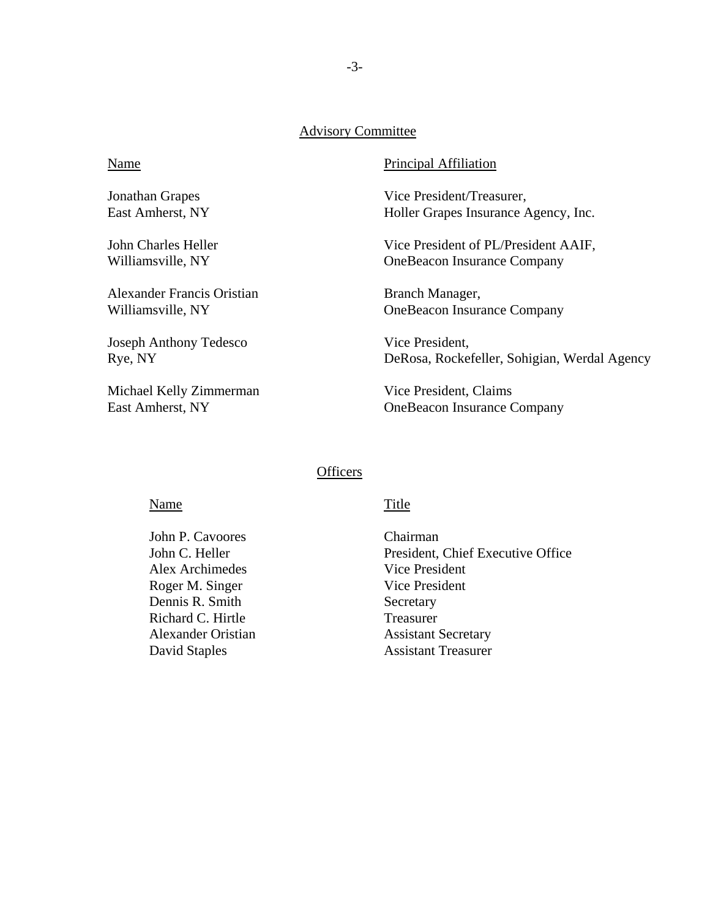## Advisory Committee

| Name | Principal Affiliation |
|---|---|
| Jonathan Grapes<br>East Amherst, NY | Vice President/Treasurer,<br>Holler Grapes Insurance Agency, Inc. |
| John Charles Heller<br>Williamsville, NY | Vice President of PL/President AAIF,<br>OneBeacon Insurance Company |
| Alexander Francis Oristian<br>Williamsville, NY | Branch Manager,<br>OneBeacon Insurance Company |
| Joseph Anthony Tedesco<br>Rye, NY | Vice President,<br>DeRosa, Rockefeller, Sohigian, Werdal Agency |
| Michael Kelly Zimmerman<br>East Amherst, NY | Vice President, Claims<br>OneBeacon Insurance Company |

## Officers

| Name | Title |
|---|---|
| John P. Cavoores | Chairman |
| John C. Heller | President, Chief Executive Office |
| Alex Archimedes | Vice President |
| Roger M. Singer | Vice President |
| Dennis R. Smith | Secretary |
| Richard C. Hirtle | Treasurer |
| Alexander Oristian | Assistant Secretary |
| David Staples | Assistant Treasurer |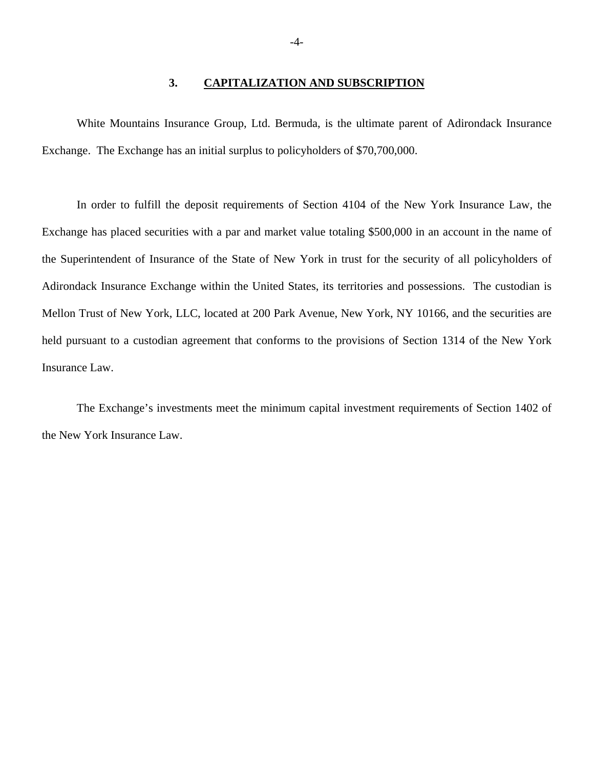## 3. CAPITALIZATION AND SUBSCRIPTION

White Mountains Insurance Group, Ltd. Bermuda, is the ultimate parent of Adirondack Insurance Exchange. The Exchange has an initial surplus to policyholders of $70,700,000.

In order to fulfill the deposit requirements of Section 4104 of the New York Insurance Law, the Exchange has placed securities with a par and market value totaling $500,000 in an account in the name of the Superintendent of Insurance of the State of New York in trust for the security of all policyholders of Adirondack Insurance Exchange within the United States, its territories and possessions. The custodian is Mellon Trust of New York, LLC, located at 200 Park Avenue, New York, NY 10166, and the securities are held pursuant to a custodian agreement that conforms to the provisions of Section 1314 of the New York Insurance Law.

The Exchange's investments meet the minimum capital investment requirements of Section 1402 of the New York Insurance Law.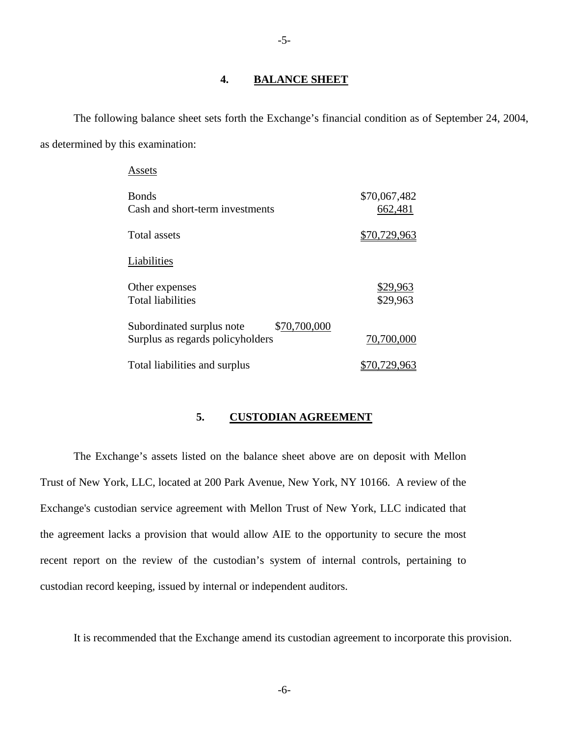## 4. BALANCE SHEET

The following balance sheet sets forth the Exchange's financial condition as of September 24, 2004, as determined by this examination:

| | | |
|---|---|---|
| Assets | | |
| Bonds | | $70,067,482 |
| Cash and short-term investments | | 662,481 |
| Total assets | | $70,729,963 |
| Liabilities | | |
| Other expenses | | $29,963 |
| Total liabilities | | $29,963 |
| Subordinated surplus note | $70,700,000 | |
| Surplus as regards policyholders | | 70,700,000 |
| Total liabilities and surplus | | $70,729,963 |

## 5. CUSTODIAN AGREEMENT

The Exchange's assets listed on the balance sheet above are on deposit with Mellon Trust of New York, LLC, located at 200 Park Avenue, New York, NY 10166. A review of the Exchange's custodian service agreement with Mellon Trust of New York, LLC indicated that the agreement lacks a provision that would allow AIE to the opportunity to secure the most recent report on the review of the custodian's system of internal controls, pertaining to custodian record keeping, issued by internal or independent auditors.

It is recommended that the Exchange amend its custodian agreement to incorporate this provision.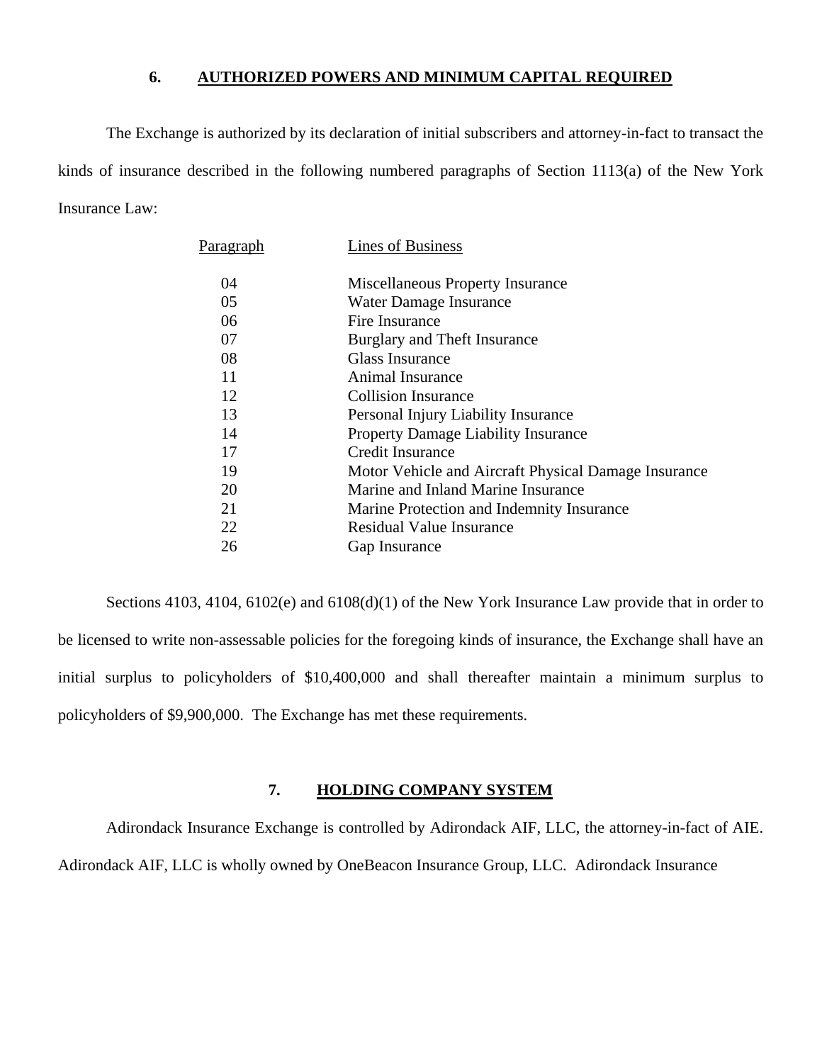## 6. AUTHORIZED POWERS AND MINIMUM CAPITAL REQUIRED

The Exchange is authorized by its declaration of initial subscribers and attorney-in-fact to transact the kinds of insurance described in the following numbered paragraphs of Section 1113(a) of the New York Insurance Law:

| Paragraph | Lines of Business |
|---|---|
| 04 | Miscellaneous Property Insurance |
| 05 | Water Damage Insurance |
| 06 | Fire Insurance |
| 07 | Burglary and Theft Insurance |
| 08 | Glass Insurance |
| 11 | Animal Insurance |
| 12 | Collision Insurance |
| 13 | Personal Injury Liability Insurance |
| 14 | Property Damage Liability Insurance |
| 17 | Credit Insurance |
| 19 | Motor Vehicle and Aircraft Physical Damage Insurance |
| 20 | Marine and Inland Marine Insurance |
| 21 | Marine Protection and Indemnity Insurance |
| 22 | Residual Value Insurance |
| 26 | Gap Insurance |

Sections 4103, 4104, 6102(e) and 6108(d)(1) of the New York Insurance Law provide that in order to be licensed to write non-assessable policies for the foregoing kinds of insurance, the Exchange shall have an initial surplus to policyholders of $10,400,000 and shall thereafter maintain a minimum surplus to policyholders of $9,900,000. The Exchange has met these requirements.

## 7. HOLDING COMPANY SYSTEM

Adirondack Insurance Exchange is controlled by Adirondack AIF, LLC, the attorney-in-fact of AIE. Adirondack AIF, LLC is wholly owned by OneBeacon Insurance Group, LLC. Adirondack Insurance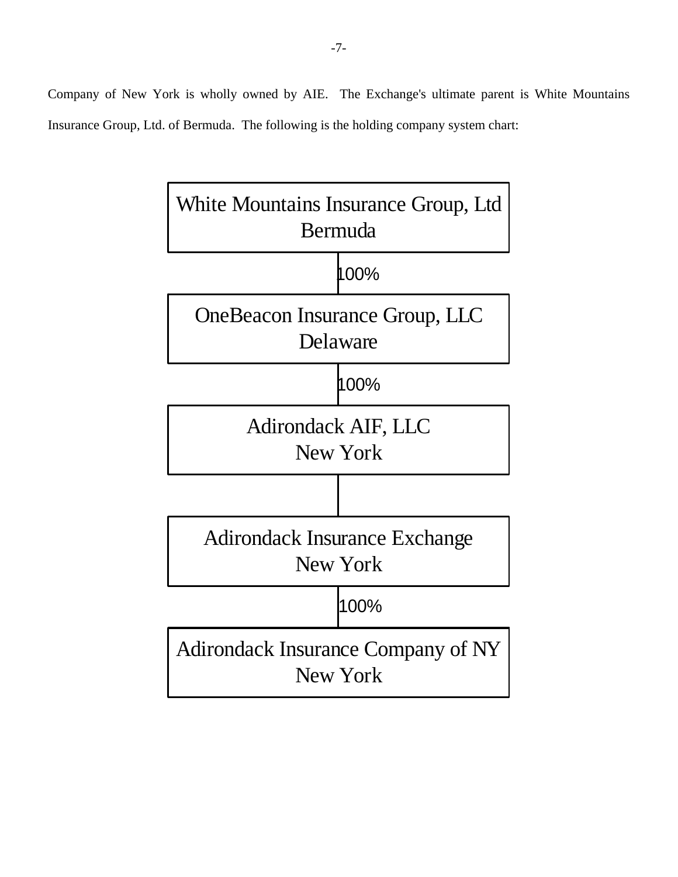Company of New York is wholly owned by AIE. The Exchange's ultimate parent is White Mountains Insurance Group, Ltd. of Bermuda. The following is the holding company system chart:

White Mountains Insurance Group, Ltd
Bermuda

100%

OneBeacon Insurance Group, LLC
Delaware

100%

Adirondack AIF, LLC
New York

Adirondack Insurance Exchange
New York

100%

Adirondack Insurance Company of NY
New York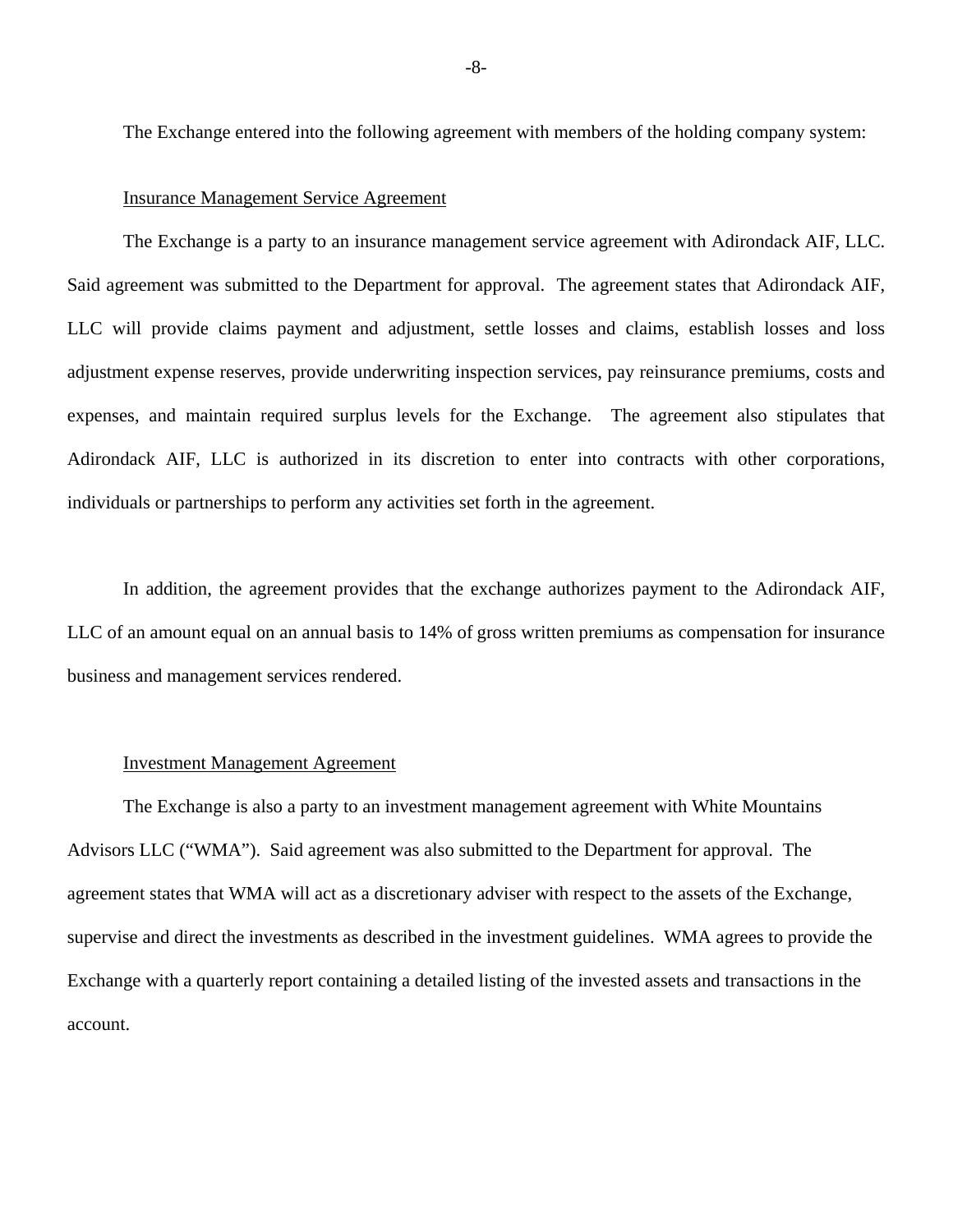The Exchange entered into the following agreement with members of the holding company system:

Insurance Management Service Agreement

The Exchange is a party to an insurance management service agreement with Adirondack AIF, LLC. Said agreement was submitted to the Department for approval. The agreement states that Adirondack AIF, LLC will provide claims payment and adjustment, settle losses and claims, establish losses and loss adjustment expense reserves, provide underwriting inspection services, pay reinsurance premiums, costs and expenses, and maintain required surplus levels for the Exchange. The agreement also stipulates that Adirondack AIF, LLC is authorized in its discretion to enter into contracts with other corporations, individuals or partnerships to perform any activities set forth in the agreement.

In addition, the agreement provides that the exchange authorizes payment to the Adirondack AIF, LLC of an amount equal on an annual basis to 14% of gross written premiums as compensation for insurance business and management services rendered.

Investment Management Agreement

The Exchange is also a party to an investment management agreement with White Mountains Advisors LLC ("WMA"). Said agreement was also submitted to the Department for approval. The agreement states that WMA will act as a discretionary adviser with respect to the assets of the Exchange, supervise and direct the investments as described in the investment guidelines. WMA agrees to provide the Exchange with a quarterly report containing a detailed listing of the invested assets and transactions in the account.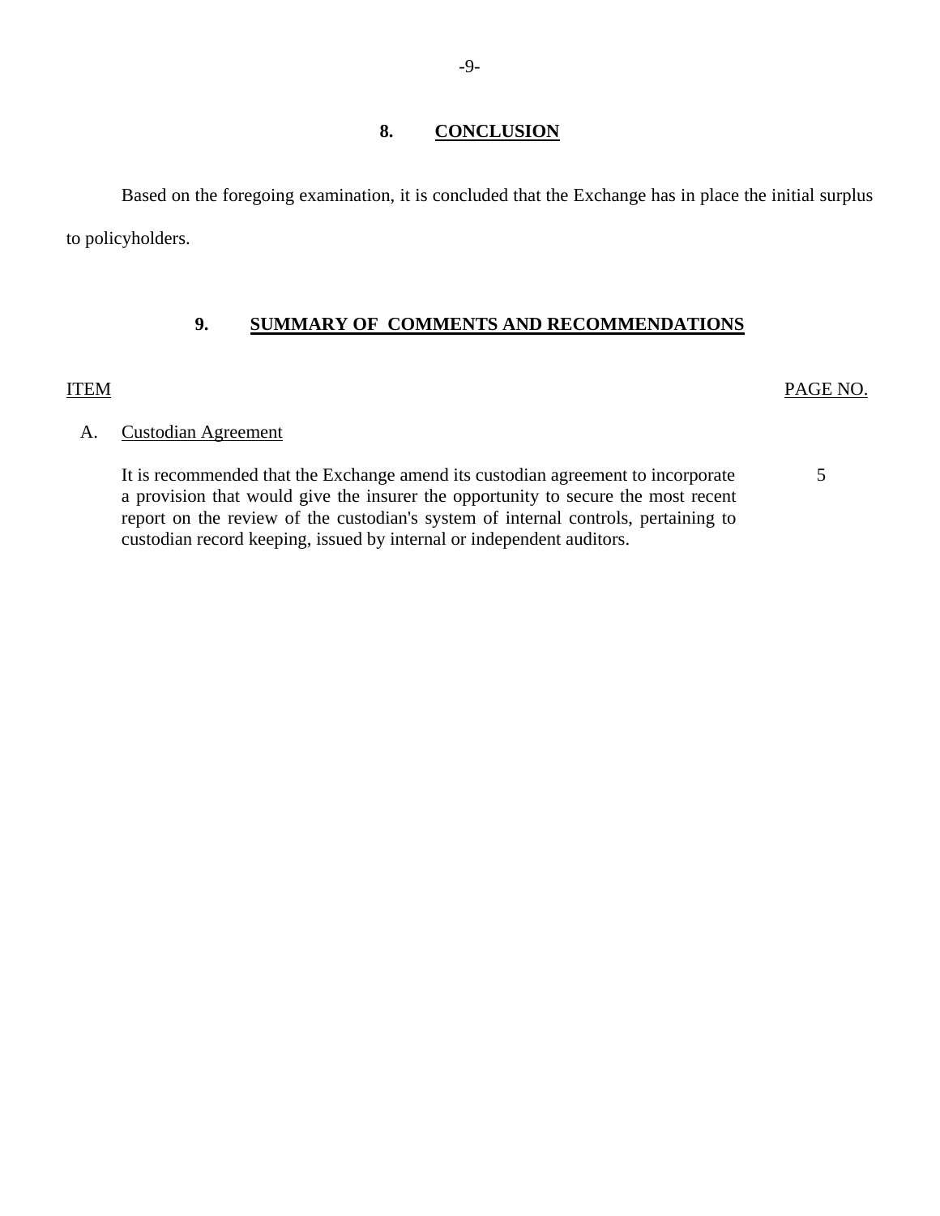## 8. CONCLUSION

Based on the foregoing examination, it is concluded that the Exchange has in place the initial surplus to policyholders.

## 9. SUMMARY OF COMMENTS AND RECOMMENDATIONS

| ITEM | | PAGE NO. |
|---|---|---|
| A. | Custodian Agreement | |
| | It is recommended that the Exchange amend its custodian agreement to incorporate a provision that would give the insurer the opportunity to secure the most recent report on the review of the custodian's system of internal controls, pertaining to custodian record keeping, issued by internal or independent auditors. | 5 |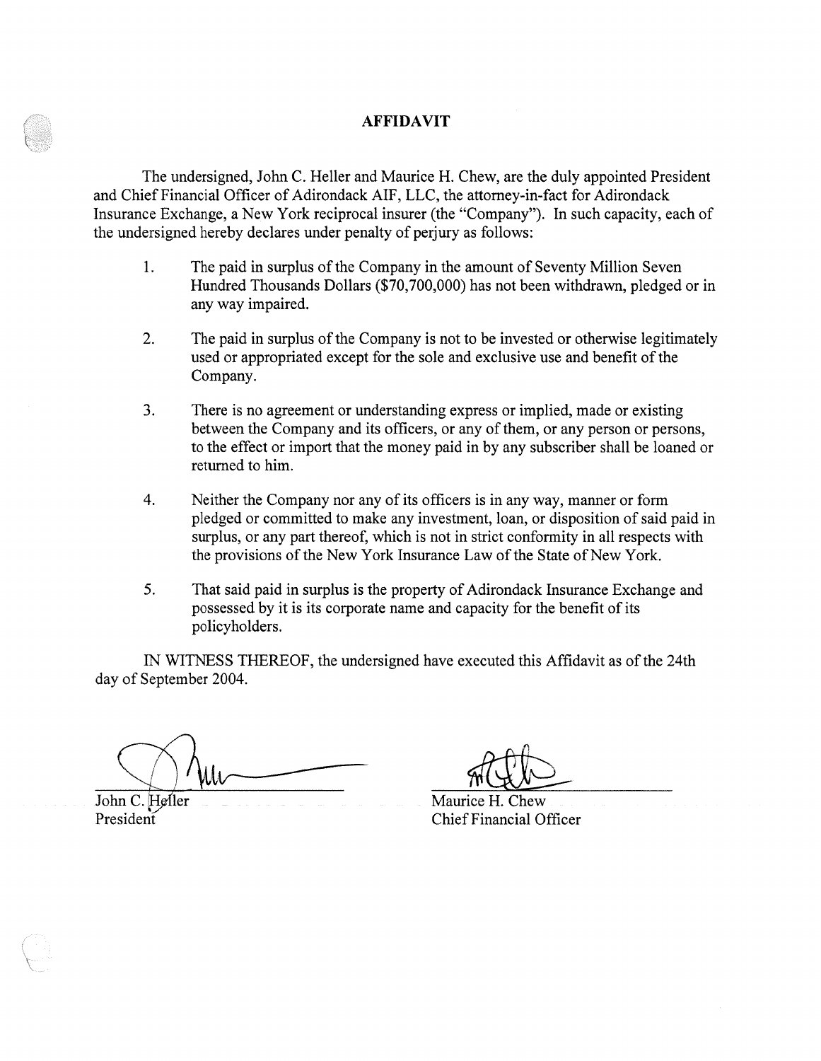# AFFIDAVIT

The undersigned, John C. Heller and Maurice H. Chew, are the duly appointed President and Chief Financial Officer of Adirondack AIF, LLC, the attorney-in-fact for Adirondack Insurance Exchange, a New York reciprocal insurer (the "Company"). In such capacity, each of the undersigned hereby declares under penalty of perjury as follows:

1. The paid in surplus of the Company in the amount of Seventy Million Seven Hundred Thousands Dollars ($70,700,000) has not been withdrawn, pledged or in any way impaired.

2. The paid in surplus of the Company is not to be invested or otherwise legitimately used or appropriated except for the sole and exclusive use and benefit of the Company.

3. There is no agreement or understanding express or implied, made or existing between the Company and its officers, or any of them, or any person or persons, to the effect or import that the money paid in by any subscriber shall be loaned or returned to him.

4. Neither the Company nor any of its officers is in any way, manner or form pledged or committed to make any investment, loan, or disposition of said paid in surplus, or any part thereof, which is not in strict conformity in all respects with the provisions of the New York Insurance Law of the State of New York.

5. That said paid in surplus is the property of Adirondack Insurance Exchange and possessed by it is its corporate name and capacity for the benefit of its policyholders.

IN WITNESS THEREOF, the undersigned have executed this Affidavit as of the 24th day of September 2004.

John C. Heller
President

Maurice H. Chew
Chief Financial Officer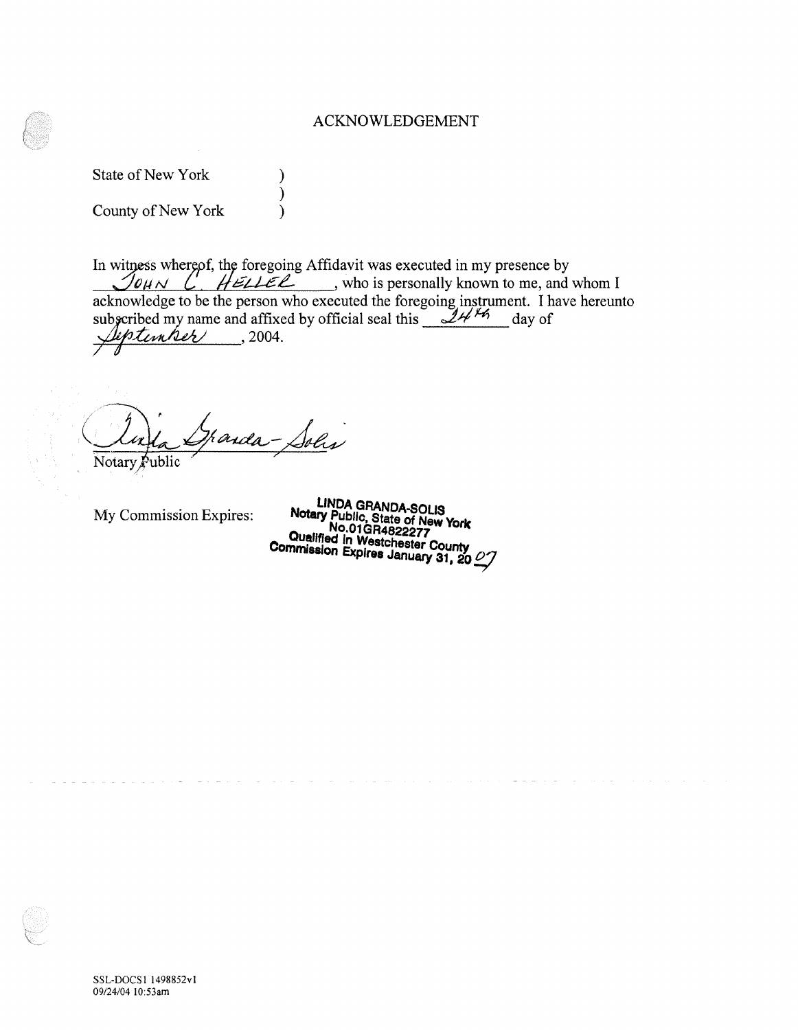# ACKNOWLEDGEMENT

State of New York )
)
County of New York )

In witness whereof, the foregoing Affidavit was executed in my presence by JOHN C. HELLER, who is personally known to me, and whom I acknowledge to be the person who executed the foregoing instrument. I have hereunto subscribed my name and affixed by official seal this 24th day of September, 2004.

Linda Granda-Solis
Notary Public

My Commission Expires:

LINDA GRANDA-SOLIS
Notary Public, State of New York
No.01GR4822277
Qualified in Westchester County
Commission Expires January 31, 2007

SSL-DOCS1 1498852v1
09/24/04 10:53am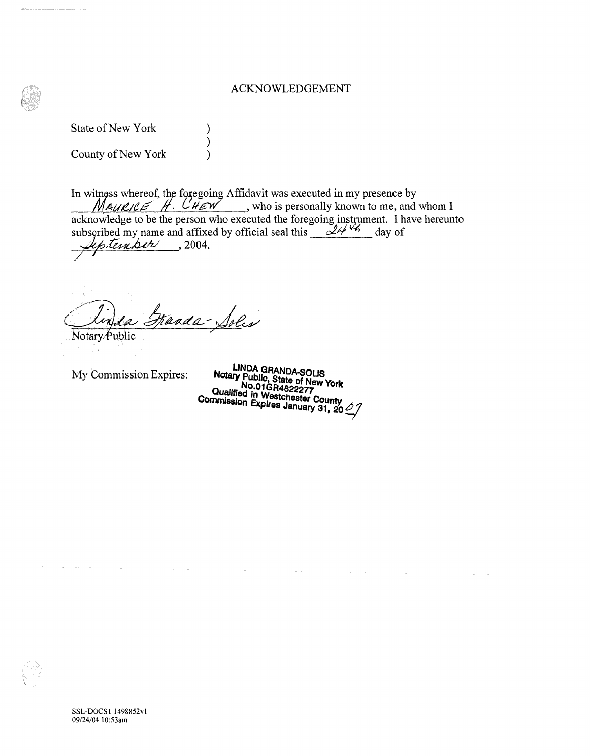# ACKNOWLEDGEMENT

State of New York )
)
County of New York )

In witness whereof, the foregoing Affidavit was executed in my presence by MAURICE H. CHEW, who is personally known to me, and whom I acknowledge to be the person who executed the foregoing instrument. I have hereunto subscribed my name and affixed by official seal this 24th day of September, 2004.

Linda Granda-Solis
Notary Public

My Commission Expires:

LINDA GRANDA-SOLIS
Notary Public, State of New York
No.01GR4822277
Qualified in Westchester County
Commission Expires January 31, 2007

SSL-DOCS1 1498852v1
09/24/04 10:53am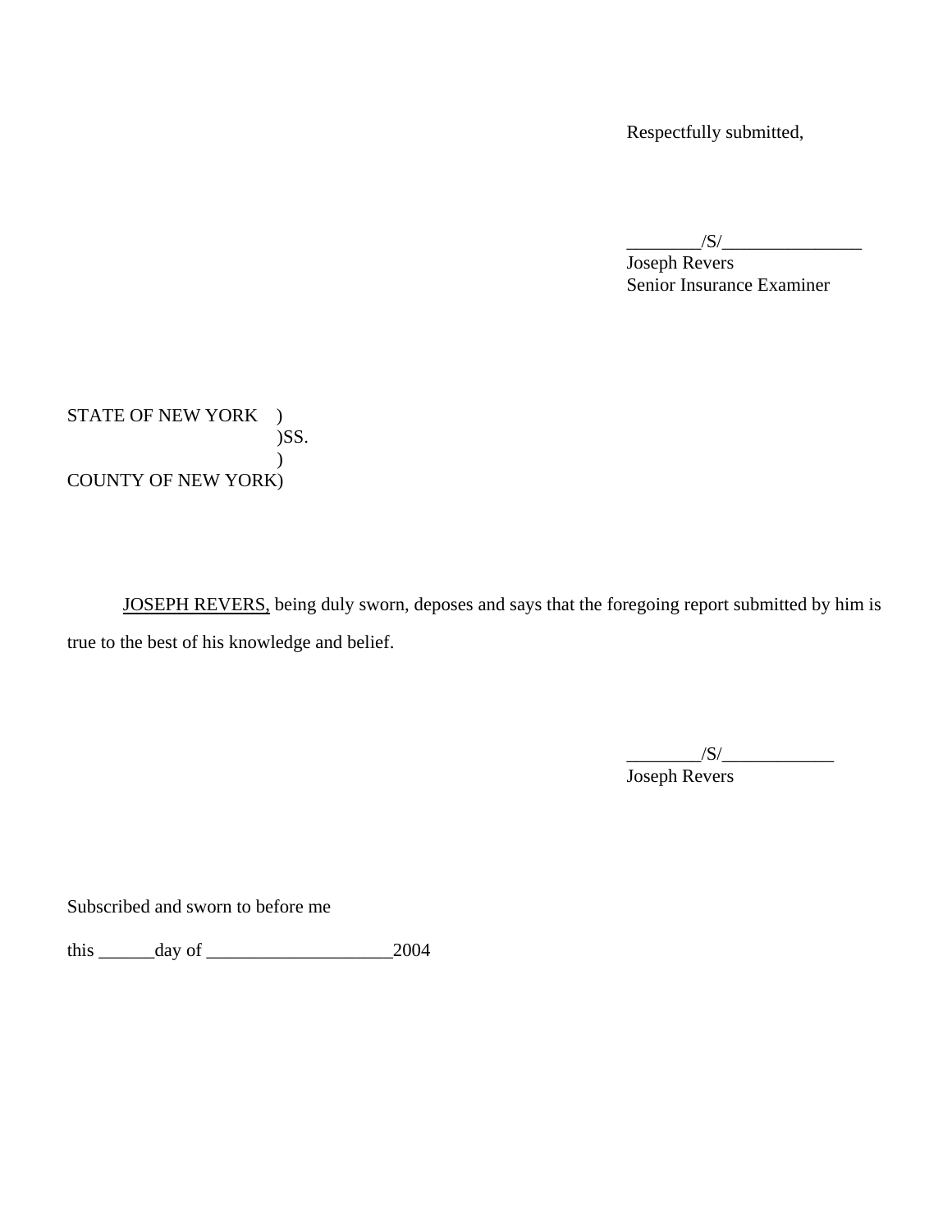Respectfully submitted,

________/S/_______________
Joseph Revers
Senior Insurance Examiner

STATE OF NEW YORK )
)SS.
)
COUNTY OF NEW YORK)

JOSEPH REVERS, being duly sworn, deposes and says that the foregoing report submitted by him is true to the best of his knowledge and belief.

________/S/____________
Joseph Revers

Subscribed and sworn to before me

this ______day of ____________________2004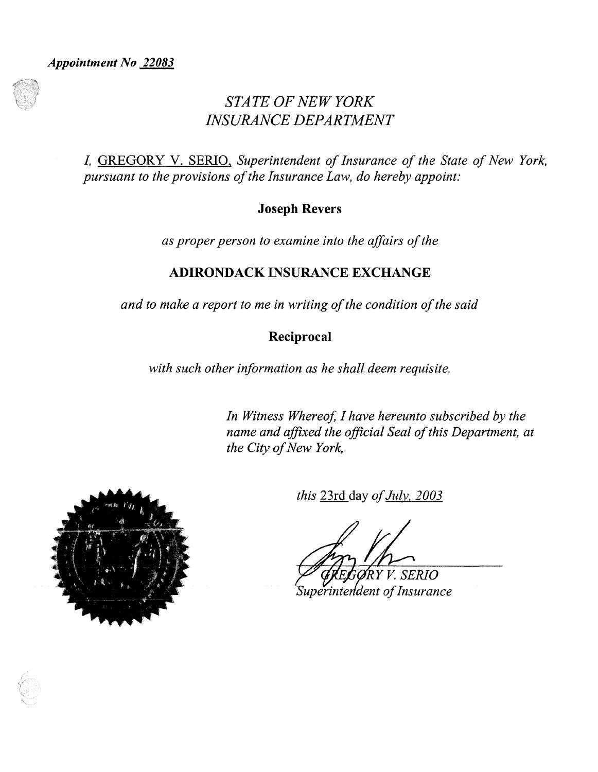*Appointment No* 22083

# *STATE OF NEW YORK*
# *INSURANCE DEPARTMENT*

*I,* GREGORY V. SERIO, *Superintendent of Insurance of the State of New York, pursuant to the provisions of the Insurance Law, do hereby appoint:*

**Joseph Revers**

*as proper person to examine into the affairs of the*

**ADIRONDACK INSURANCE EXCHANGE**

*and to make a report to me in writing of the condition of the said*

**Reciprocal**

*with such other information as he shall deem requisite.*

*In Witness Whereof, I have hereunto subscribed by the name and affixed the official Seal of this Department, at the City of New York,*

*this* 23rd day *of July, 2003*

*GREGORY V. SERIO*
*Superintendent of Insurance*